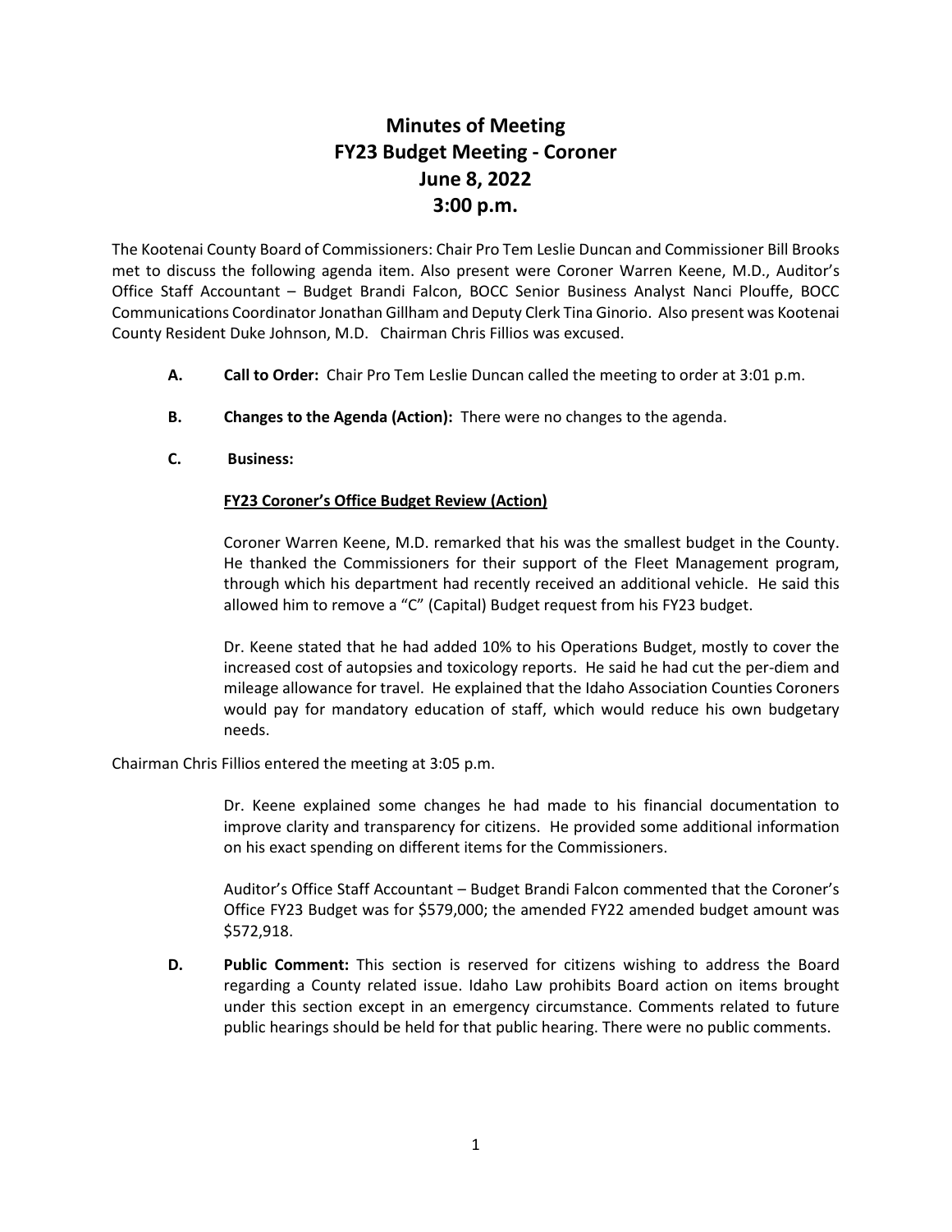# Minutes of Meeting
# FY23 Budget Meeting - Coroner
# June 8, 2022
# 3:00 p.m.

The Kootenai County Board of Commissioners: Chair Pro Tem Leslie Duncan and Commissioner Bill Brooks met to discuss the following agenda item. Also present were Coroner Warren Keene, M.D., Auditor's Office Staff Accountant – Budget Brandi Falcon, BOCC Senior Business Analyst Nanci Plouffe, BOCC Communications Coordinator Jonathan Gillham and Deputy Clerk Tina Ginorio. Also present was Kootenai County Resident Duke Johnson, M.D. Chairman Chris Fillios was excused.

**A. Call to Order:** Chair Pro Tem Leslie Duncan called the meeting to order at 3:01 p.m.

**B. Changes to the Agenda (Action):** There were no changes to the agenda.

**C. Business:**

**FY23 Coroner's Office Budget Review (Action)**

Coroner Warren Keene, M.D. remarked that his was the smallest budget in the County. He thanked the Commissioners for their support of the Fleet Management program, through which his department had recently received an additional vehicle. He said this allowed him to remove a "C" (Capital) Budget request from his FY23 budget.

Dr. Keene stated that he had added 10% to his Operations Budget, mostly to cover the increased cost of autopsies and toxicology reports. He said he had cut the per-diem and mileage allowance for travel. He explained that the Idaho Association Counties Coroners would pay for mandatory education of staff, which would reduce his own budgetary needs.

Chairman Chris Fillios entered the meeting at 3:05 p.m.

Dr. Keene explained some changes he had made to his financial documentation to improve clarity and transparency for citizens. He provided some additional information on his exact spending on different items for the Commissioners.

Auditor's Office Staff Accountant – Budget Brandi Falcon commented that the Coroner's Office FY23 Budget was for $579,000; the amended FY22 amended budget amount was $572,918.

**D. Public Comment:** This section is reserved for citizens wishing to address the Board regarding a County related issue. Idaho Law prohibits Board action on items brought under this section except in an emergency circumstance. Comments related to future public hearings should be held for that public hearing. There were no public comments.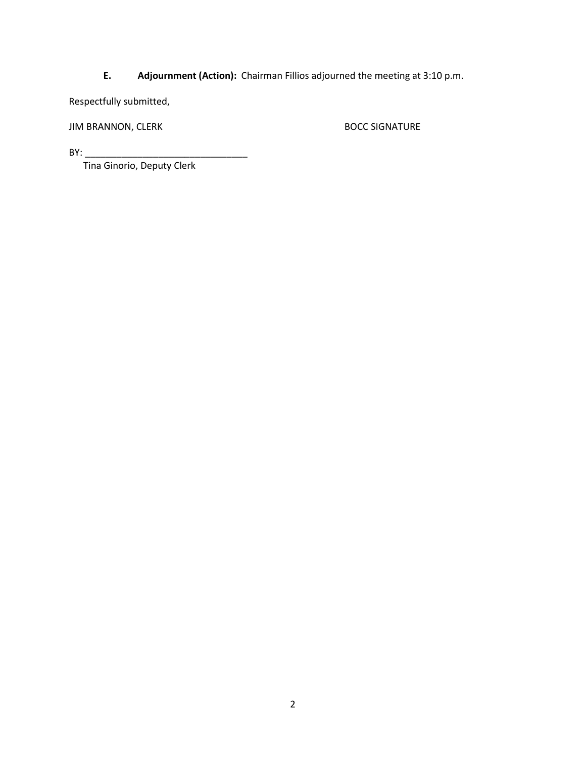**E. Adjournment (Action):** Chairman Fillios adjourned the meeting at 3:10 p.m.

Respectfully submitted,

JIM BRANNON, CLERK BOCC SIGNATURE

BY: _______________________________
Tina Ginorio, Deputy Clerk